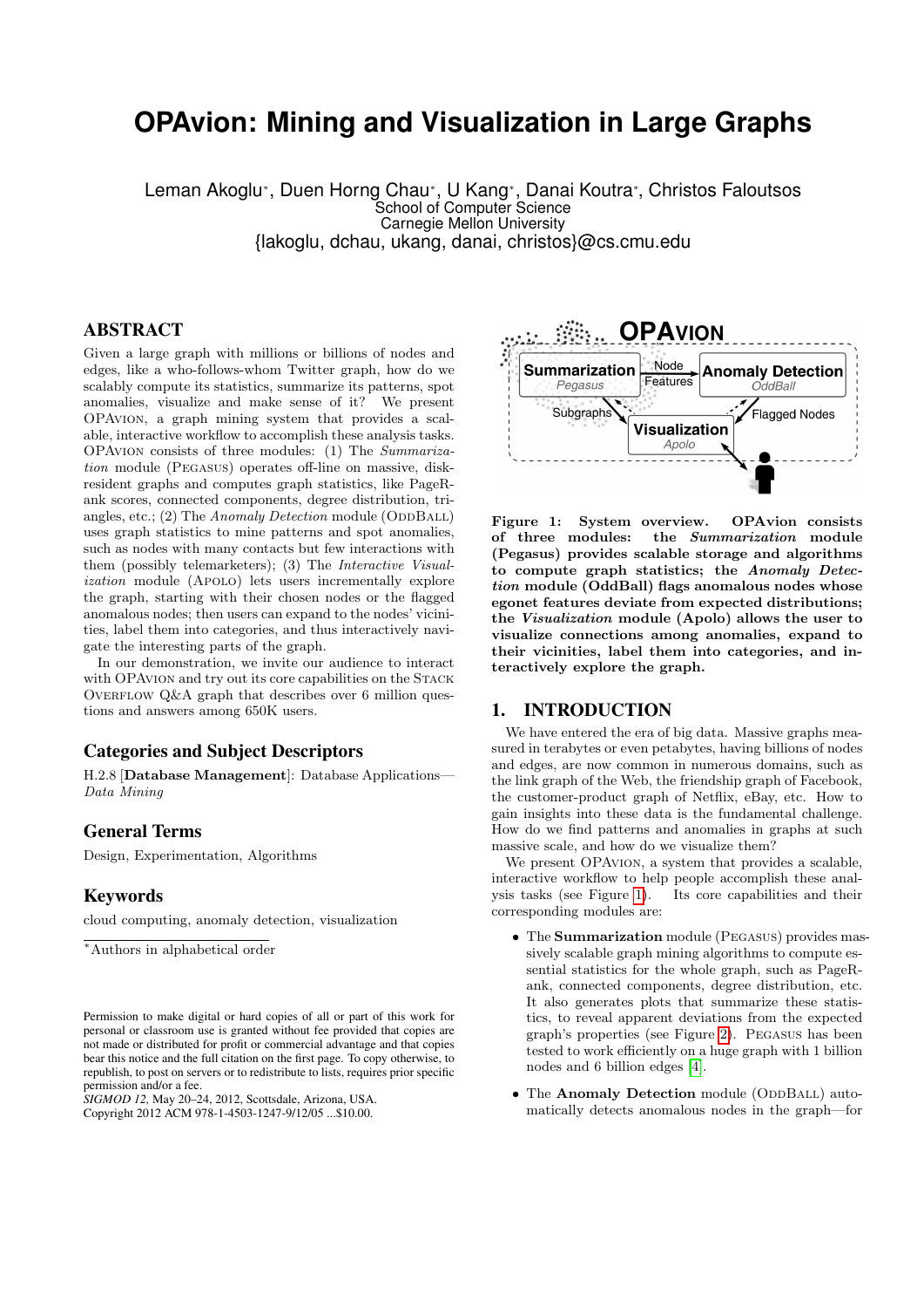# OPAvion: Mining and Visualization in Large Graphs

Leman Akoglu*, Duen Horng Chau*, U Kang*, Danai Koutra*, Christos Faloutsos
School of Computer Science
Carnegie Mellon University
{lakoglu, dchau, ukang, danai, christos}@cs.cmu.edu

## ABSTRACT

Given a large graph with millions or billions of nodes and edges, like a who-follows-whom Twitter graph, how do we scalably compute its statistics, summarize its patterns, spot anomalies, visualize and make sense of it? We present OPAvion, a graph mining system that provides a scalable, interactive workflow to accomplish these analysis tasks. OPAvion consists of three modules: (1) The *Summarization* module (Pegasus) operates off-line on massive, disk-resident graphs and computes graph statistics, like PageRank scores, connected components, degree distribution, triangles, etc.; (2) The *Anomaly Detection* module (OddBall) uses graph statistics to mine patterns and spot anomalies, such as nodes with many contacts but few interactions with them (possibly telemarketers); (3) The *Interactive Visualization* module (Apolo) lets users incrementally explore the graph, starting with their chosen nodes or the flagged anomalous nodes; then users can expand to the nodes' vicinities, label them into categories, and thus interactively navigate the interesting parts of the graph.

In our demonstration, we invite our audience to interact with OPAvion and try out its core capabilities on the Stack Overflow Q&A graph that describes over 6 million questions and answers among 650K users.

## Categories and Subject Descriptors

H.2.8 [**Database Management**]: Database Applications—*Data Mining*

## General Terms

Design, Experimentation, Algorithms

## Keywords

cloud computing, anomaly detection, visualization

*Authors in alphabetical order

Permission to make digital or hard copies of all or part of this work for personal or classroom use is granted without fee provided that copies are not made or distributed for profit or commercial advantage and that copies bear this notice and the full citation on the first page. To copy otherwise, to republish, to post on servers or to redistribute to lists, requires prior specific permission and/or a fee.
*SIGMOD 12,* May 20–24, 2012, Scottsdale, Arizona, USA.
Copyright 2012 ACM 978-1-4503-1247-9/12/05 ...$10.00.

**Figure 1: System overview. OPAvion consists of three modules: the *Summarization* module (Pegasus) provides scalable storage and algorithms to compute graph statistics; the *Anomaly Detection* module (OddBall) flags anomalous nodes whose egonet features deviate from expected distributions; the *Visualization* module (Apolo) allows the user to visualize connections among anomalies, expand to their vicinities, label them into categories, and interactively explore the graph.**

## 1. INTRODUCTION

We have entered the era of big data. Massive graphs measured in terabytes or even petabytes, having billions of nodes and edges, are now common in numerous domains, such as the link graph of the Web, the friendship graph of Facebook, the customer-product graph of Netflix, eBay, etc. How to gain insights into these data is the fundamental challenge. How do we find patterns and anomalies in graphs at such massive scale, and how do we visualize them?

We present OPAvion, a system that provides a scalable, interactive workflow to help people accomplish these analysis tasks (see Figure 1). Its core capabilities and their corresponding modules are:

- The **Summarization** module (Pegasus) provides massively scalable graph mining algorithms to compute essential statistics for the whole graph, such as PageRank, connected components, degree distribution, etc. It also generates plots that summarize these statistics, to reveal apparent deviations from the expected graph's properties (see Figure 2). Pegasus has been tested to work efficiently on a huge graph with 1 billion nodes and 6 billion edges [4].
- The **Anomaly Detection** module (OddBall) automatically detects anomalous nodes in the graph—for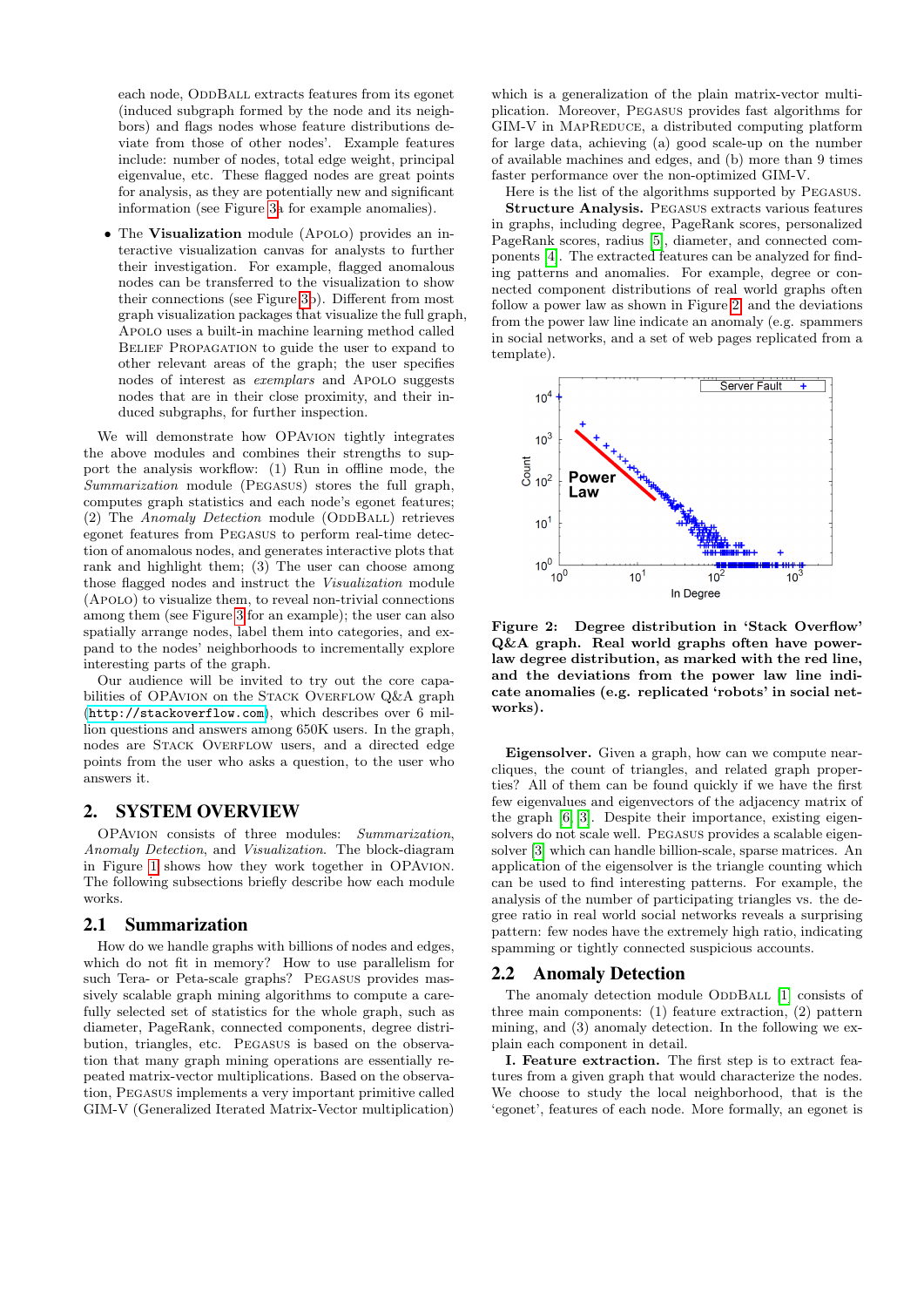each node, ODDBALL extracts features from its egonet (induced subgraph formed by the node and its neighbors) and flags nodes whose feature distributions deviate from those of other nodes'. Example features include: number of nodes, total edge weight, principal eigenvalue, etc. These flagged nodes are great points for analysis, as they are potentially new and significant information (see Figure 3a for example anomalies).

- The **Visualization** module (APOLO) provides an interactive visualization canvas for analysts to further their investigation. For example, flagged anomalous nodes can be transferred to the visualization to show their connections (see Figure 3b). Different from most graph visualization packages that visualize the full graph, APOLO uses a built-in machine learning method called BELIEF PROPAGATION to guide the user to expand to other relevant areas of the graph; the user specifies nodes of interest as *exemplars* and APOLO suggests nodes that are in their close proximity, and their induced subgraphs, for further inspection.

We will demonstrate how OPAVION tightly integrates the above modules and combines their strengths to support the analysis workflow: (1) Run in offline mode, the *Summarization* module (PEGASUS) stores the full graph, computes graph statistics and each node's egonet features; (2) The *Anomaly Detection* module (ODDBALL) retrieves egonet features from PEGASUS to perform real-time detection of anomalous nodes, and generates interactive plots that rank and highlight them; (3) The user can choose among those flagged nodes and instruct the *Visualization* module (APOLO) to visualize them, to reveal non-trivial connections among them (see Figure 3 for an example); the user can also spatially arrange nodes, label them into categories, and expand to the nodes' neighborhoods to incrementally explore interesting parts of the graph.

Our audience will be invited to try out the core capabilities of OPAVION on the STACK OVERFLOW Q&A graph (http://stackoverflow.com), which describes over 6 million questions and answers among 650K users. In the graph, nodes are STACK OVERFLOW users, and a directed edge points from the user who asks a question, to the user who answers it.

## 2. SYSTEM OVERVIEW

OPAVION consists of three modules: *Summarization*, *Anomaly Detection*, and *Visualization*. The block-diagram in Figure 1 shows how they work together in OPAVION. The following subsections briefly describe how each module works.

### 2.1 Summarization

How do we handle graphs with billions of nodes and edges, which do not fit in memory? How to use parallelism for such Tera- or Peta-scale graphs? PEGASUS provides massively scalable graph mining algorithms to compute a carefully selected set of statistics for the whole graph, such as diameter, PageRank, connected components, degree distribution, triangles, etc. PEGASUS is based on the observation that many graph mining operations are essentially repeated matrix-vector multiplications. Based on the observation, PEGASUS implements a very important primitive called GIM-V (Generalized Iterated Matrix-Vector multiplication) which is a generalization of the plain matrix-vector multiplication. Moreover, PEGASUS provides fast algorithms for GIM-V in MAPREDUCE, a distributed computing platform for large data, achieving (a) good scale-up on the number of available machines and edges, and (b) more than 9 times faster performance over the non-optimized GIM-V.

Here is the list of the algorithms supported by PEGASUS.

**Structure Analysis.** PEGASUS extracts various features in graphs, including degree, PageRank scores, personalized PageRank scores, radius [5], diameter, and connected components [4]. The extracted features can be analyzed for finding patterns and anomalies. For example, degree or connected component distributions of real world graphs often follow a power law as shown in Figure 2, and the deviations from the power law line indicate an anomaly (e.g. spammers in social networks, and a set of web pages replicated from a template).

**Figure 2: Degree distribution in 'Stack Overflow' Q&A graph. Real world graphs often have power-law degree distribution, as marked with the red line, and the deviations from the power law line indicate anomalies (e.g. replicated 'robots' in social networks).**

**Eigensolver.** Given a graph, how can we compute near-cliques, the count of triangles, and related graph properties? All of them can be found quickly if we have the first few eigenvalues and eigenvectors of the adjacency matrix of the graph [6, 3]. Despite their importance, existing eigensolvers do not scale well. PEGASUS provides a scalable eigensolver [3] which can handle billion-scale, sparse matrices. An application of the eigensolver is the triangle counting which can be used to find interesting patterns. For example, the analysis of the number of participating triangles vs. the degree ratio in real world social networks reveals a surprising pattern: few nodes have the extremely high ratio, indicating spamming or tightly connected suspicious accounts.

### 2.2 Anomaly Detection

The anomaly detection module ODDBALL [1] consists of three main components: (1) feature extraction, (2) pattern mining, and (3) anomaly detection. In the following we explain each component in detail.

**I. Feature extraction.** The first step is to extract features from a given graph that would characterize the nodes. We choose to study the local neighborhood, that is the 'egonet', features of each node. More formally, an egonet is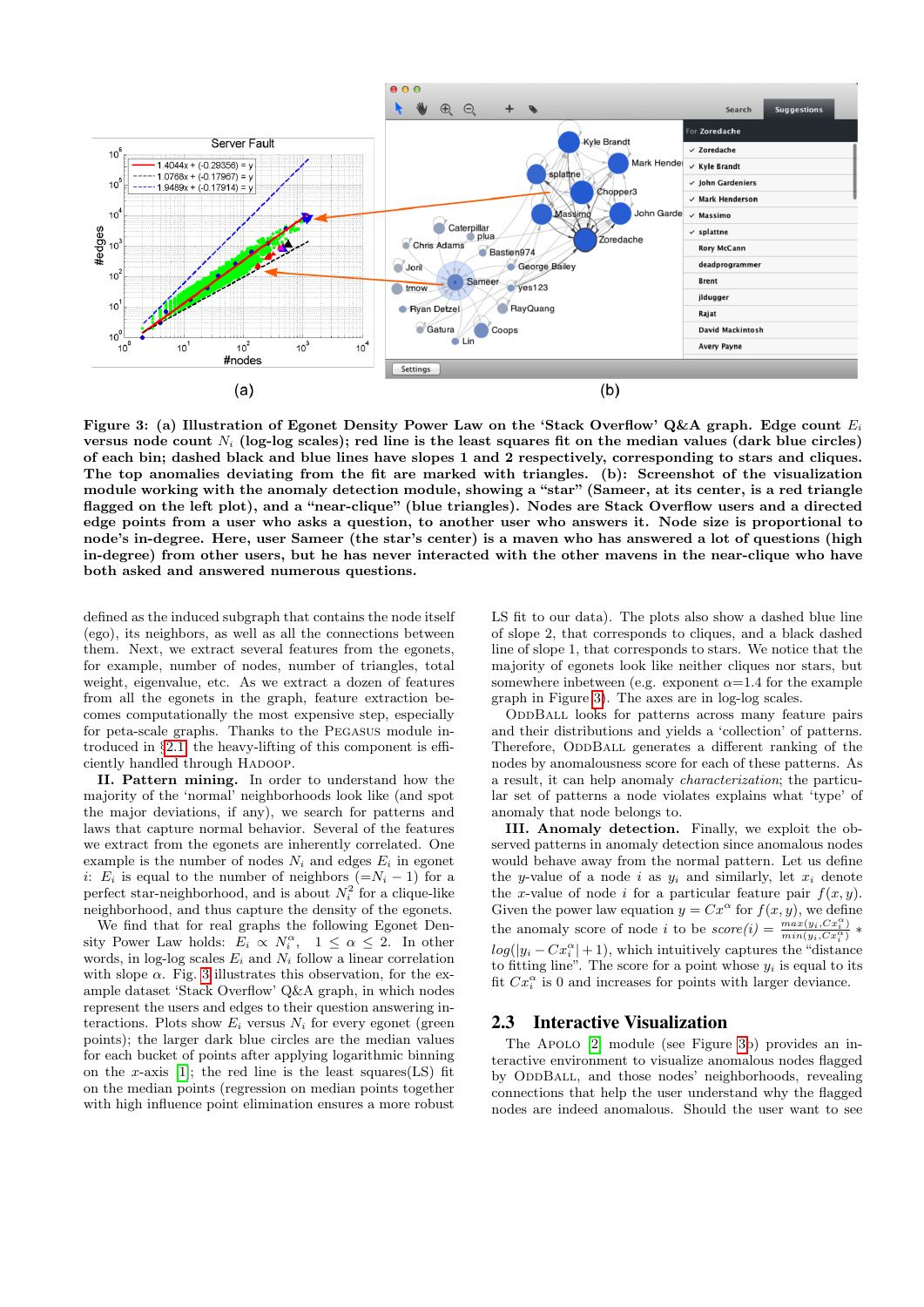**Figure 3: (a) Illustration of Egonet Density Power Law on the 'Stack Overflow' Q&A graph. Edge count $E_i$ versus node count $N_i$ (log-log scales); red line is the least squares fit on the median values (dark blue circles) of each bin; dashed black and blue lines have slopes 1 and 2 respectively, corresponding to stars and cliques. The top anomalies deviating from the fit are marked with triangles. (b): Screenshot of the visualization module working with the anomaly detection module, showing a "star" (Sameer, at its center, is a red triangle flagged on the left plot), and a "near-clique" (blue triangles). Nodes are Stack Overflow users and a directed edge points from a user who asks a question, to another user who answers it. Node size is proportional to node's in-degree. Here, user Sameer (the star's center) is a maven who has answered a lot of questions (high in-degree) from other users, but he has never interacted with the other mavens in the near-clique who have both asked and answered numerous questions.**

defined as the induced subgraph that contains the node itself (ego), its neighbors, as well as all the connections between them. Next, we extract several features from the egonets, for example, number of nodes, number of triangles, total weight, eigenvalue, etc. As we extract a dozen of features from all the egonets in the graph, feature extraction becomes computationally the most expensive step, especially for peta-scale graphs. Thanks to the PEGASUS module introduced in §2.1, the heavy-lifting of this component is efficiently handled through HADOOP.

**II. Pattern mining.** In order to understand how the majority of the 'normal' neighborhoods look like (and spot the major deviations, if any), we search for patterns and laws that capture normal behavior. Several of the features we extract from the egonets are inherently correlated. One example is the number of nodes $N_i$ and edges $E_i$ in egonet $i$: $E_i$ is equal to the number of neighbors ($=N_i - 1$) for a perfect star-neighborhood, and is about $N_i^2$ for a clique-like neighborhood, and thus capture the density of the egonets.

We find that for real graphs the following Egonet Density Power Law holds: $E_i \propto N_i^{\alpha}$, $1 \leq \alpha \leq 2$. In other words, in log-log scales $E_i$ and $N_i$ follow a linear correlation with slope $\alpha$. Fig. 3 illustrates this observation, for the example dataset 'Stack Overflow' Q&A graph, in which nodes represent the users and edges to their question answering interactions. Plots show $E_i$ versus $N_i$ for every egonet (green points); the larger dark blue circles are the median values for each bucket of points after applying logarithmic binning on the $x$-axis [1]; the red line is the least squares(LS) fit on the median points (regression on median points together with high influence point elimination ensures a more robust LS fit to our data). The plots also show a dashed blue line of slope 2, that corresponds to cliques, and a black dashed line of slope 1, that corresponds to stars. We notice that the majority of egonets look like neither cliques nor stars, but somewhere inbetween (e.g. exponent $\alpha$=1.4 for the example graph in Figure 3). The axes are in log-log scales.

ODDBALL looks for patterns across many feature pairs and their distributions and yields a 'collection' of patterns. Therefore, ODDBALL generates a different ranking of the nodes by anomalousness score for each of these patterns. As a result, it can help anomaly *characterization*; the particular set of patterns a node violates explains what 'type' of anomaly that node belongs to.

**III. Anomaly detection.** Finally, we exploit the observed patterns in anomaly detection since anomalous nodes would behave away from the normal pattern. Let us define the $y$-value of a node $i$ as $y_i$ and similarly, let $x_i$ denote the $x$-value of node $i$ for a particular feature pair $f(x, y)$. Given the power law equation $y = Cx^{\alpha}$ for $f(x, y)$, we define the anomaly score of node $i$ to be $score(i) = \frac{max(y_i, Cx_i^{\alpha})}{min(y_i, Cx_i^{\alpha})} * log(|y_i - Cx_i^{\alpha}| + 1)$, which intuitively captures the "distance to fitting line". The score for a point whose $y_i$ is equal to its fit $Cx_i^{\alpha}$ is 0 and increases for points with larger deviance.

## 2.3 Interactive Visualization

The APOLO [2] module (see Figure 3b) provides an interactive environment to visualize anomalous nodes flagged by ODDBALL, and those nodes' neighborhoods, revealing connections that help the user understand why the flagged nodes are indeed anomalous. Should the user want to see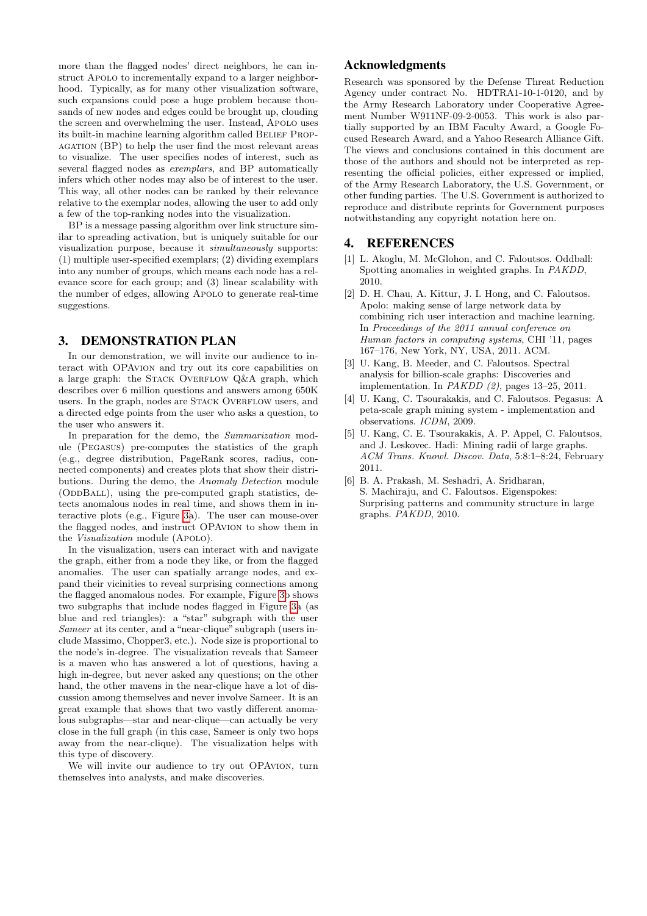more than the flagged nodes' direct neighbors, he can instruct APOLO to incrementally expand to a larger neighborhood. Typically, as for many other visualization software, such expansions could pose a huge problem because thousands of new nodes and edges could be brought up, clouding the screen and overwhelming the user. Instead, APOLO uses its built-in machine learning algorithm called BELIEF PROPAGATION (BP) to help the user find the most relevant areas to visualize. The user specifies nodes of interest, such as several flagged nodes as *exemplars*, and BP automatically infers which other nodes may also be of interest to the user. This way, all other nodes can be ranked by their relevance relative to the exemplar nodes, allowing the user to add only a few of the top-ranking nodes into the visualization.

BP is a message passing algorithm over link structure similar to spreading activation, but is uniquely suitable for our visualization purpose, because it *simultaneously* supports: (1) multiple user-specified exemplars; (2) dividing exemplars into any number of groups, which means each node has a relevance score for each group; and (3) linear scalability with the number of edges, allowing APOLO to generate real-time suggestions.

# 3. DEMONSTRATION PLAN

In our demonstration, we will invite our audience to interact with OPAVION and try out its core capabilities on a large graph: the STACK OVERFLOW Q&A graph, which describes over 6 million questions and answers among 650K users. In the graph, nodes are STACK OVERFLOW users, and a directed edge points from the user who asks a question, to the user who answers it.

In preparation for the demo, the *Summarization* module (PEGASUS) pre-computes the statistics of the graph (e.g., degree distribution, PageRank scores, radius, connected components) and creates plots that show their distributions. During the demo, the *Anomaly Detection* module (ODDBALL), using the pre-computed graph statistics, detects anomalous nodes in real time, and shows them in interactive plots (e.g., Figure 3a). The user can mouse-over the flagged nodes, and instruct OPAVION to show them in the *Visualization* module (APOLO).

In the visualization, users can interact with and navigate the graph, either from a node they like, or from the flagged anomalies. The user can spatially arrange nodes, and expand their vicinities to reveal surprising connections among the flagged anomalous nodes. For example, Figure 3b shows two subgraphs that include nodes flagged in Figure 3a (as blue and red triangles): a "star" subgraph with the user *Sameer* at its center, and a "near-clique" subgraph (users include Massimo, Chopper3, etc.). Node size is proportional to the node's in-degree. The visualization reveals that Sameer is a maven who has answered a lot of questions, having a high in-degree, but never asked any questions; on the other hand, the other mavens in the near-clique have a lot of discussion among themselves and never involve Sameer. It is an great example that shows that two vastly different anomalous subgraphs—star and near-clique—can actually be very close in the full graph (in this case, Sameer is only two hops away from the near-clique). The visualization helps with this type of discovery.

We will invite our audience to try out OPAVION, turn themselves into analysts, and make discoveries.

## Acknowledgments

Research was sponsored by the Defense Threat Reduction Agency under contract No. HDTRA1-10-1-0120, and by the Army Research Laboratory under Cooperative Agreement Number W911NF-09-2-0053. This work is also partially supported by an IBM Faculty Award, a Google Focused Research Award, and a Yahoo Research Alliance Gift. The views and conclusions contained in this document are those of the authors and should not be interpreted as representing the official policies, either expressed or implied, of the Army Research Laboratory, the U.S. Government, or other funding parties. The U.S. Government is authorized to reproduce and distribute reprints for Government purposes notwithstanding any copyright notation here on.

# 4. REFERENCES

[1] L. Akoglu, M. McGlohon, and C. Faloutsos. Oddball: Spotting anomalies in weighted graphs. In *PAKDD*, 2010.

[2] D. H. Chau, A. Kittur, J. I. Hong, and C. Faloutsos. Apolo: making sense of large network data by combining rich user interaction and machine learning. In *Proceedings of the 2011 annual conference on Human factors in computing systems*, CHI '11, pages 167–176, New York, NY, USA, 2011. ACM.

[3] U. Kang, B. Meeder, and C. Faloutsos. Spectral analysis for billion-scale graphs: Discoveries and implementation. In *PAKDD (2)*, pages 13–25, 2011.

[4] U. Kang, C. Tsourakakis, and C. Faloutsos. Pegasus: A peta-scale graph mining system - implementation and observations. *ICDM*, 2009.

[5] U. Kang, C. E. Tsourakakis, A. P. Appel, C. Faloutsos, and J. Leskovec. Hadi: Mining radii of large graphs. *ACM Trans. Knowl. Discov. Data*, 5:8:1–8:24, February 2011.

[6] B. A. Prakash, M. Seshadri, A. Sridharan, S. Machiraju, and C. Faloutsos. Eigenspokes: Surprising patterns and community structure in large graphs. *PAKDD*, 2010.